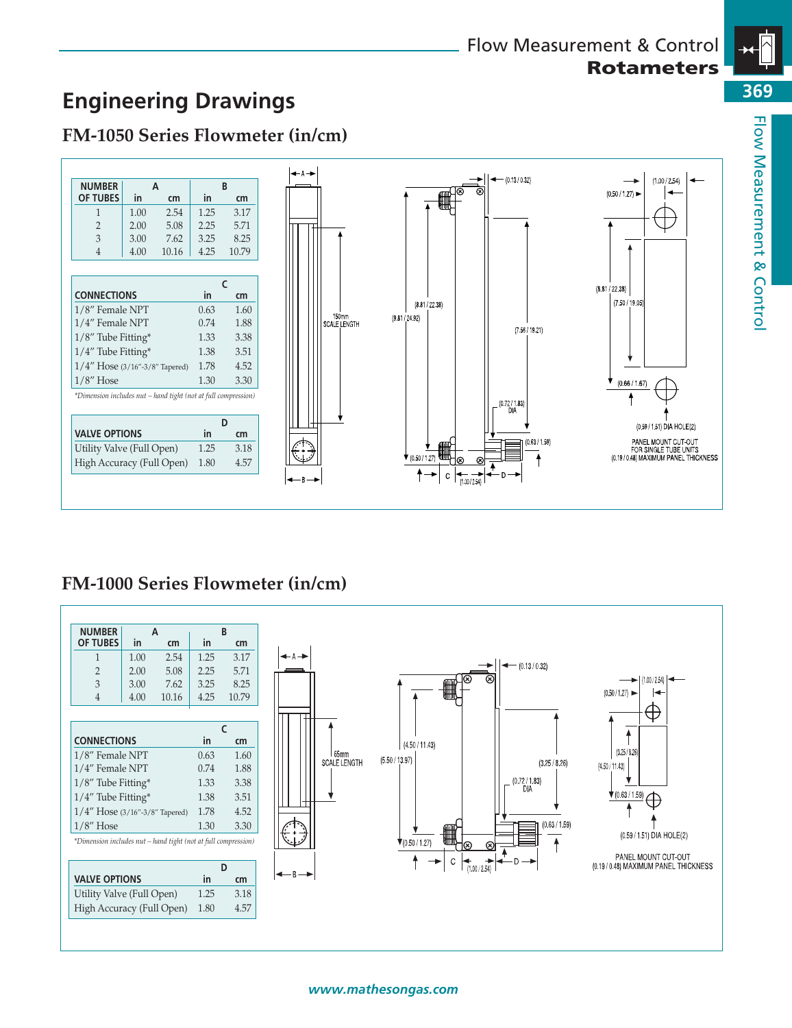# Engineering Drawings

## FM-1050 Series Flowmeter (in/cm)

| NUMBER OF TUBES | A in | A cm | B in | B cm |
|---|---|---|---|---|
| 1 | 1.00 | 2.54 | 1.25 | 3.17 |
| 2 | 2.00 | 5.08 | 2.25 | 5.71 |
| 3 | 3.00 | 7.62 | 3.25 | 8.25 |
| 4 | 4.00 | 10.16 | 4.25 | 10.79 |

| CONNECTIONS | C in | C cm |
|---|---|---|
| 1/8″ Female NPT | 0.63 | 1.60 |
| 1/4″ Female NPT | 0.74 | 1.88 |
| 1/8″ Tube Fitting* | 1.33 | 3.38 |
| 1/4″ Tube Fitting* | 1.38 | 3.51 |
| 1/4″ Hose (3/16″-3/8″ Tapered) | 1.78 | 4.52 |
| 1/8″ Hose | 1.30 | 3.30 |

*Dimension includes nut – hand tight (not at full compression)*

| VALVE OPTIONS | D in | D cm |
|---|---|---|
| Utility Valve (Full Open) | 1.25 | 3.18 |
| High Accuracy (Full Open) | 1.80 | 4.57 |

150mm SCALE LENGTH

(0.13 / 0.32) (8.81 / 22.38) (9.81 / 24.92) (7.56 / 19.21) (0.72 / 1.83) DIA (0.63 / 1.59) (0.50 / 1.27) (1.00 / 2.54)

(1.00 / 2.54) (0.50 / 1.27) (8.81 / 22.38) (7.50 / 19.05) (0.66 / 1.67) (0.59 / 1.51) DIA HOLE(2)

PANEL MOUNT CUT-OUT FOR SINGLE TUBE UNITS (0.19 / 0.48) MAXIMUM PANEL THICKNESS

## FM-1000 Series Flowmeter (in/cm)

| NUMBER OF TUBES | A in | A cm | B in | B cm |
|---|---|---|---|---|
| 1 | 1.00 | 2.54 | 1.25 | 3.17 |
| 2 | 2.00 | 5.08 | 2.25 | 5.71 |
| 3 | 3.00 | 7.62 | 3.25 | 8.25 |
| 4 | 4.00 | 10.16 | 4.25 | 10.79 |

| CONNECTIONS | C in | C cm |
|---|---|---|
| 1/8″ Female NPT | 0.63 | 1.60 |
| 1/4″ Female NPT | 0.74 | 1.88 |
| 1/8″ Tube Fitting* | 1.33 | 3.38 |
| 1/4″ Tube Fitting* | 1.38 | 3.51 |
| 1/4″ Hose (3/16″-3/8″ Tapered) | 1.78 | 4.52 |
| 1/8″ Hose | 1.30 | 3.30 |

*Dimension includes nut – hand tight (not at full compression)*

| VALVE OPTIONS | D in | D cm |
|---|---|---|
| Utility Valve (Full Open) | 1.25 | 3.18 |
| High Accuracy (Full Open) | 1.80 | 4.57 |

65mm SCALE LENGTH

(0.13 / 0.32) (4.50 / 11.43) (5.50 / 13.97) (3.25 / 8.26) (0.72 / 1.83) DIA (0.63 / 1.59) (0.50 / 1.27) (1.00 / 2.54)

(1.00 / 2.54) (0.50 / 1.27) (3.25 / 8.26) (4.50 / 11.43) (0.63 / 1.59) (0.59 / 1.51) DIA HOLE(2)

PANEL MOUNT CUT-OUT (0.19 / 0.48) MAXIMUM PANEL THICKNESS

www.mathesongas.com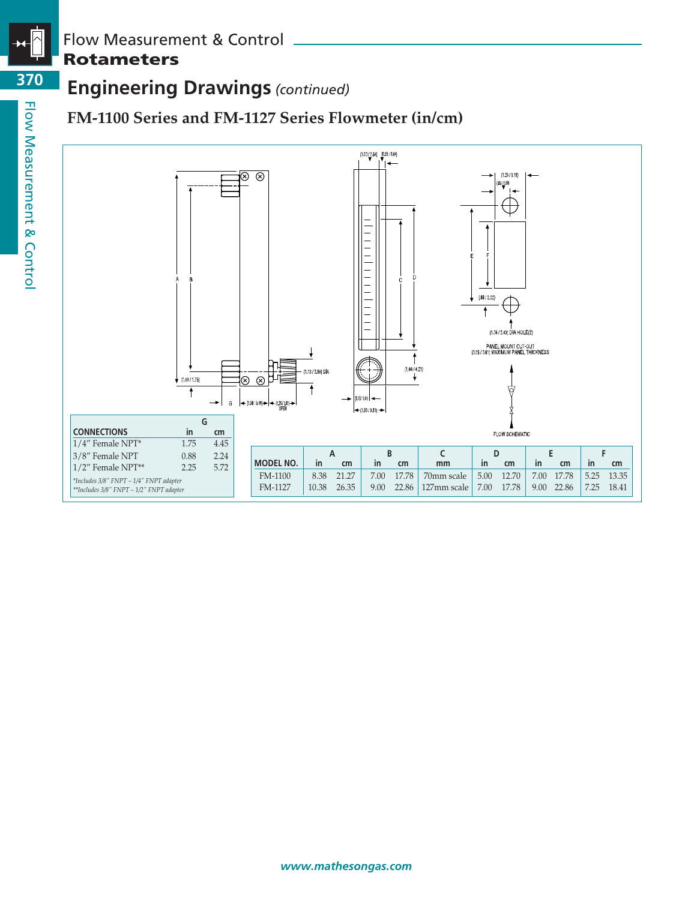## Engineering Drawings *(continued)*

### FM-1100 Series and FM-1127 Series Flowmeter (in/cm)

| CONNECTIONS | G in | G cm |
|---|---|---|
| 1/4" Female NPT* | 1.75 | 4.45 |
| 3/8" Female NPT | 0.88 | 2.24 |
| 1/2" Female NPT** | 2.25 | 5.72 |

*\*Includes 3/8" FNPT – 1/4" FNPT adapter*
*\*\*Includes 3/8" FNPT – 1/2" FNPT adapter*

| MODEL NO. | A in | A cm | B in | B cm | C mm | D in | D cm | E in | E cm | F in | F cm |
|---|---|---|---|---|---|---|---|---|---|---|---|
| FM-1100 | 8.38 | 21.27 | 7.00 | 17.78 | 70mm scale | 5.00 | 12.70 | 7.00 | 17.78 | 5.25 | 13.35 |
| FM-1127 | 10.38 | 26.35 | 9.00 | 22.86 | 127mm scale | 7.00 | 17.78 | 9.00 | 22.86 | 7.25 | 18.41 |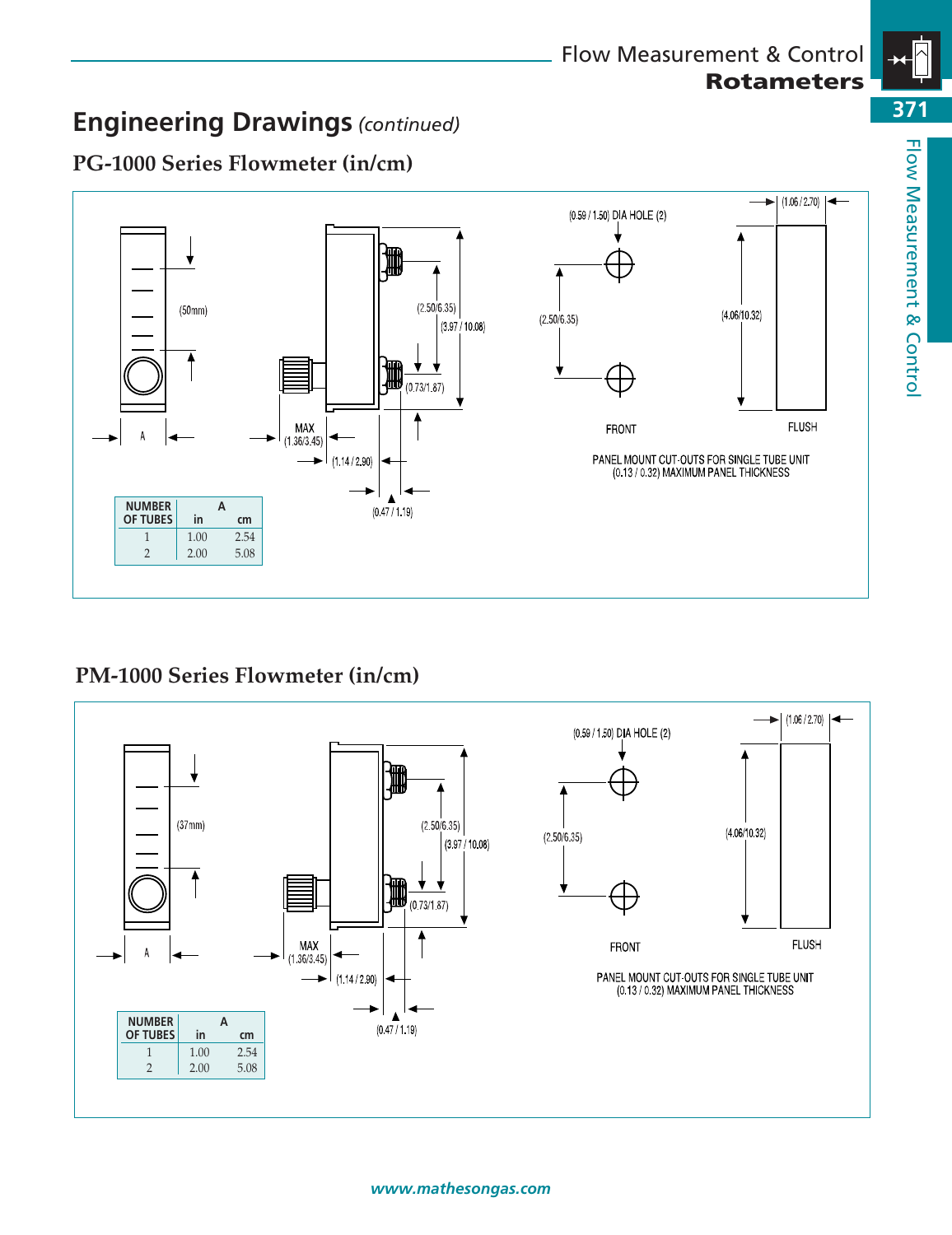## Engineering Drawings *(continued)*

### PG-1000 Series Flowmeter (in/cm)

(50mm)

A

(2.50/6.35)

(3.97 / 10.08)

(0.73/1.87)

MAX (1.36/3.45)

(1.14 / 2.90)

(0.47 / 1.19)

(0.59 / 1.50) DIA HOLE (2)

(2.50/6.35)

FRONT

(1.06 / 2.70)

(4.06/10.32)

FLUSH

PANEL MOUNT CUT-OUTS FOR SINGLE TUBE UNIT
(0.13 / 0.32) MAXIMUM PANEL THICKNESS

| NUMBER OF TUBES | A in | A cm |
|---|---|---|
| 1 | 1.00 | 2.54 |
| 2 | 2.00 | 5.08 |

### PM-1000 Series Flowmeter (in/cm)

(37mm)

A

(2.50/6.35)

(3.97 / 10.08)

(0.73/1.87)

MAX (1.36/3.45)

(1.14 / 2.90)

(0.47 / 1.19)

(0.59 / 1.50) DIA HOLE (2)

(2.50/6.35)

FRONT

(1.06 / 2.70)

(4.06/10.32)

FLUSH

PANEL MOUNT CUT-OUTS FOR SINGLE TUBE UNIT
(0.13 / 0.32) MAXIMUM PANEL THICKNESS

| NUMBER OF TUBES | A in | A cm |
|---|---|---|
| 1 | 1.00 | 2.54 |
| 2 | 2.00 | 5.08 |